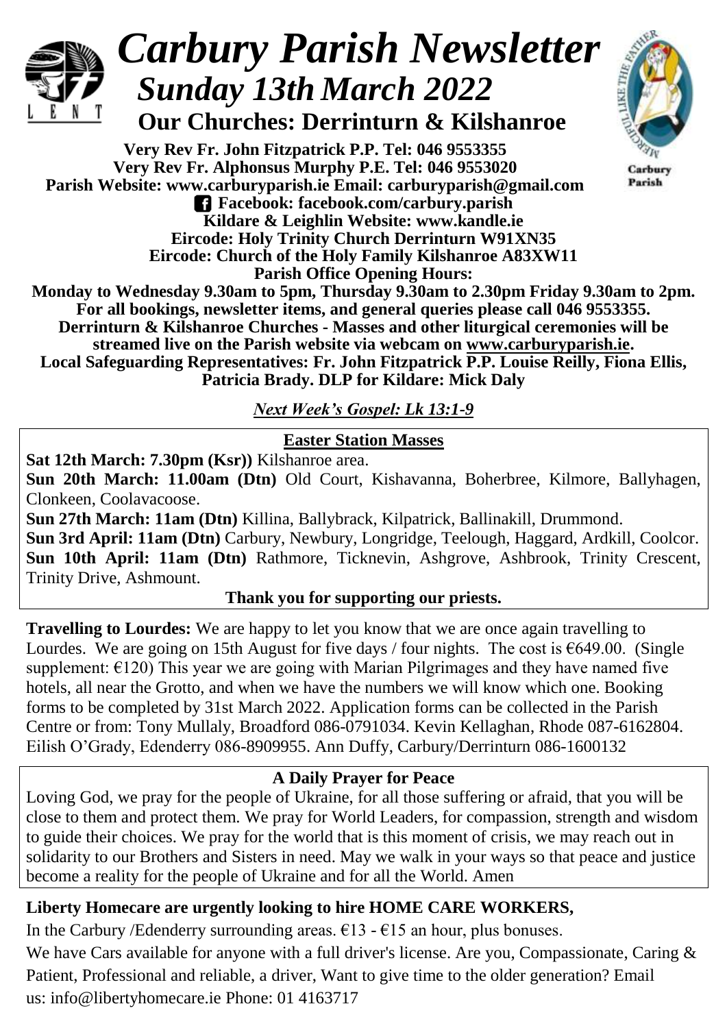# *Carbury Parish Newsletter*
## *Sunday 13th March 2022*
### Our Churches: Derrinturn & Kilshanroe

**Very Rev Fr. John Fitzpatrick P.P. Tel: 046 9553355**
**Very Rev Fr. Alphonsus Murphy P.E. Tel: 046 9553020**
**Parish Website: www.carburyparish.ie Email: carburyparish@gmail.com**
**Facebook: facebook.com/carbury.parish**
**Kildare & Leighlin Website: www.kandle.ie**
**Eircode: Holy Trinity Church Derrinturn W91XN35**
**Eircode: Church of the Holy Family Kilshanroe A83XW11**
**Parish Office Opening Hours:**
**Monday to Wednesday 9.30am to 5pm, Thursday 9.30am to 2.30pm Friday 9.30am to 2pm.**
**For all bookings, newsletter items, and general queries please call 046 9553355.**
**Derrinturn & Kilshanroe Churches - Masses and other liturgical ceremonies will be streamed live on the Parish website via webcam on www.carburyparish.ie.**
**Local Safeguarding Representatives: Fr. John Fitzpatrick P.P. Louise Reilly, Fiona Ellis, Patricia Brady. DLP for Kildare: Mick Daly**

***Next Week's Gospel: Lk 13:1-9***

**Easter Station Masses**

**Sat 12th March: 7.30pm (Ksr))** Kilshanroe area.
**Sun 20th March: 11.00am (Dtn)** Old Court, Kishavanna, Boherbree, Kilmore, Ballyhagen, Clonkeen, Coolavacoose.
**Sun 27th March: 11am (Dtn)** Killina, Ballybrack, Kilpatrick, Ballinakill, Drummond.
**Sun 3rd April: 11am (Dtn)** Carbury, Newbury, Longridge, Teelough, Haggard, Ardkill, Coolcor.
**Sun 10th April: 11am (Dtn)** Rathmore, Ticknevin, Ashgrove, Ashbrook, Trinity Crescent, Trinity Drive, Ashmount.

**Thank you for supporting our priests.**

**Travelling to Lourdes:** We are happy to let you know that we are once again travelling to Lourdes. We are going on 15th August for five days / four nights. The cost is €649.00. (Single supplement: €120) This year we are going with Marian Pilgrimages and they have named five hotels, all near the Grotto, and when we have the numbers we will know which one. Booking forms to be completed by 31st March 2022. Application forms can be collected in the Parish Centre or from: Tony Mullaly, Broadford 086-0791034. Kevin Kellaghan, Rhode 087-6162804. Eilish O'Grady, Edenderry 086-8909955. Ann Duffy, Carbury/Derrinturn 086-1600132

**A Daily Prayer for Peace**

Loving God, we pray for the people of Ukraine, for all those suffering or afraid, that you will be close to them and protect them. We pray for World Leaders, for compassion, strength and wisdom to guide their choices. We pray for the world that is this moment of crisis, we may reach out in solidarity to our Brothers and Sisters in need. May we walk in your ways so that peace and justice become a reality for the people of Ukraine and for all the World. Amen

**Liberty Homecare are urgently looking to hire HOME CARE WORKERS,**

In the Carbury /Edenderry surrounding areas. €13 - €15 an hour, plus bonuses.
We have Cars available for anyone with a full driver's license. Are you, Compassionate, Caring & Patient, Professional and reliable, a driver, Want to give time to the older generation? Email us: info@libertyhomecare.ie Phone: 01 4163717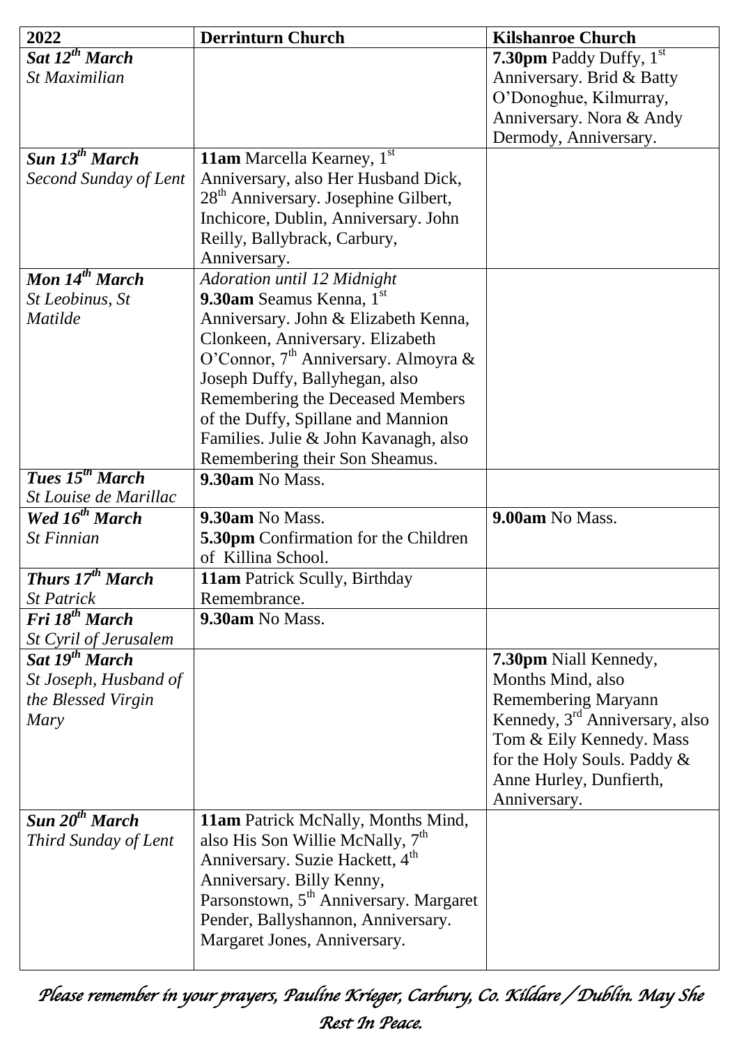| 2022 | Derrinturn Church | Kilshanroe Church |
|---|---|---|
| ***Sat 12th March*** *St Maximilian* | | **7.30pm** Paddy Duffy, 1st Anniversary. Brid & Batty O'Donoghue, Kilmurray, Anniversary. Nora & Andy Dermody, Anniversary. |
| ***Sun 13th March*** *Second Sunday of Lent* | **11am** Marcella Kearney, 1st Anniversary, also Her Husband Dick, 28th Anniversary. Josephine Gilbert, Inchicore, Dublin, Anniversary. John Reilly, Ballybrack, Carbury, Anniversary. | |
| ***Mon 14th March*** *St Leobinus, St Matilde* | *Adoration until 12 Midnight* **9.30am** Seamus Kenna, 1st Anniversary. John & Elizabeth Kenna, Clonkeen, Anniversary. Elizabeth O'Connor, 7th Anniversary. Almoyra & Joseph Duffy, Ballyhegan, also Remembering the Deceased Members of the Duffy, Spillane and Mannion Families. Julie & John Kavanagh, also Remembering their Son Sheamus. | |
| ***Tues 15th March*** *St Louise de Marillac* | **9.30am** No Mass. | |
| ***Wed 16th March*** *St Finnian* | **9.30am** No Mass. **5.30pm** Confirmation for the Children of Killina School. | **9.00am** No Mass. |
| ***Thurs 17th March*** *St Patrick* | **11am** Patrick Scully, Birthday Remembrance. | |
| ***Fri 18th March*** *St Cyril of Jerusalem* | **9.30am** No Mass. | |
| ***Sat 19th March*** *St Joseph, Husband of the Blessed Virgin Mary* | | **7.30pm** Niall Kennedy, Months Mind, also Remembering Maryann Kennedy, 3rd Anniversary, also Tom & Eily Kennedy. Mass for the Holy Souls. Paddy & Anne Hurley, Dunfierth, Anniversary. |
| ***Sun 20th March*** *Third Sunday of Lent* | **11am** Patrick McNally, Months Mind, also His Son Willie McNally, 7th Anniversary. Suzie Hackett, 4th Anniversary. Billy Kenny, Parsonstown, 5th Anniversary. Margaret Pender, Ballyshannon, Anniversary. Margaret Jones, Anniversary. | |

*Please remember in your prayers, Pauline Krieger, Carbury, Co. Kildare / Dublin. May She Rest In Peace.*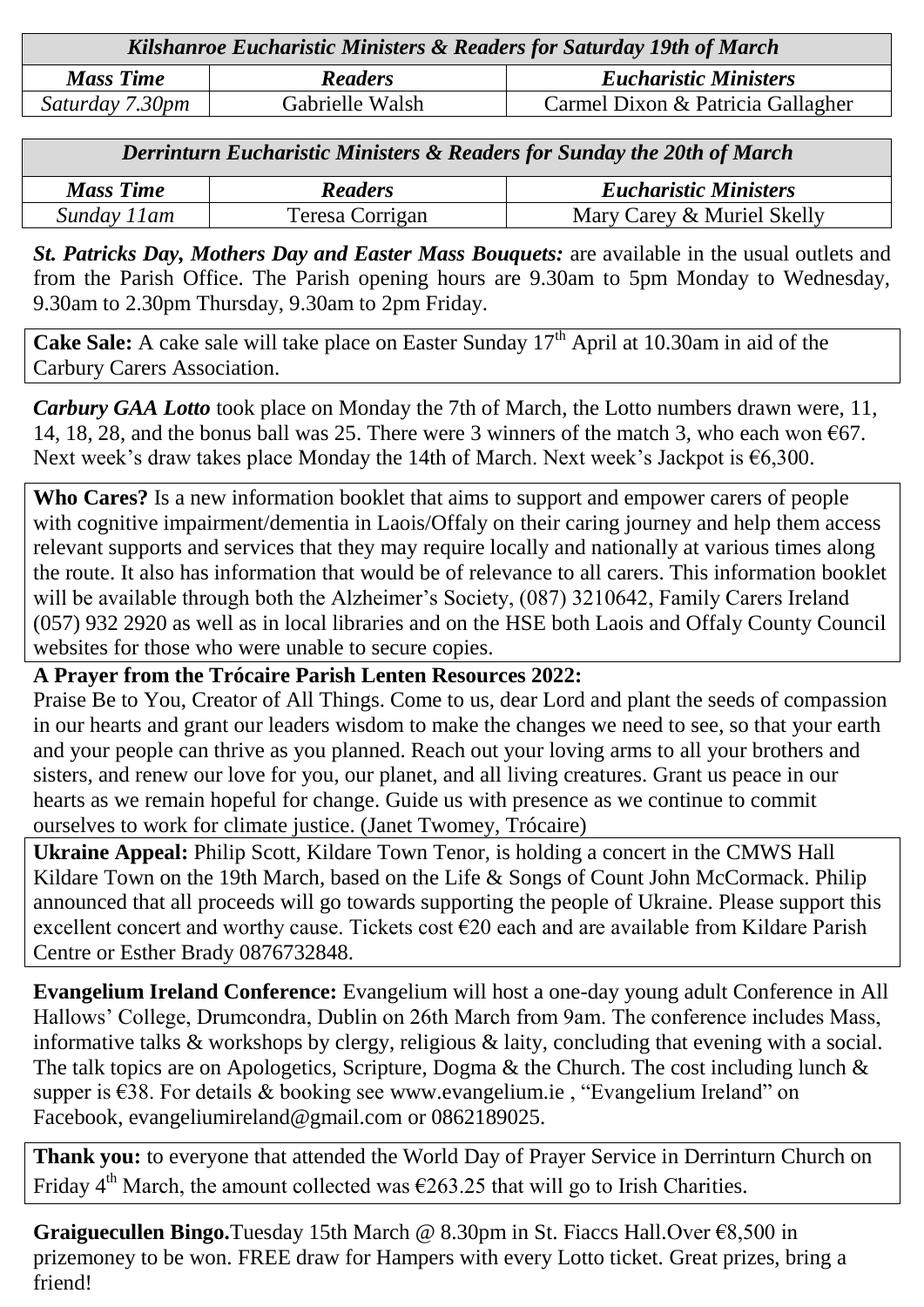| *Kilshanroe Eucharistic Ministers & Readers for Saturday 19th of March* | | |
|---|---|---|
| ***Mass Time*** | ***Readers*** | ***Eucharistic Ministers*** |
| *Saturday 7.30pm* | Gabrielle Walsh | Carmel Dixon & Patricia Gallagher |

| *Derrinturn Eucharistic Ministers & Readers for Sunday the 20th of March* | | |
|---|---|---|
| ***Mass Time*** | ***Readers*** | ***Eucharistic Ministers*** |
| *Sunday 11am* | Teresa Corrigan | Mary Carey & Muriel Skelly |

***St. Patricks Day, Mothers Day and Easter Mass Bouquets:*** are available in the usual outlets and from the Parish Office. The Parish opening hours are 9.30am to 5pm Monday to Wednesday, 9.30am to 2.30pm Thursday, 9.30am to 2pm Friday.

**Cake Sale:** A cake sale will take place on Easter Sunday 17th April at 10.30am in aid of the Carbury Carers Association.

***Carbury GAA Lotto*** took place on Monday the 7th of March, the Lotto numbers drawn were, 11, 14, 18, 28, and the bonus ball was 25. There were 3 winners of the match 3, who each won €67. Next week's draw takes place Monday the 14th of March. Next week's Jackpot is €6,300.

**Who Cares?** Is a new information booklet that aims to support and empower carers of people with cognitive impairment/dementia in Laois/Offaly on their caring journey and help them access relevant supports and services that they may require locally and nationally at various times along the route. It also has information that would be of relevance to all carers. This information booklet will be available through both the Alzheimer's Society, (087) 3210642, Family Carers Ireland (057) 932 2920 as well as in local libraries and on the HSE both Laois and Offaly County Council websites for those who were unable to secure copies.

**A Prayer from the Trócaire Parish Lenten Resources 2022:**
Praise Be to You, Creator of All Things. Come to us, dear Lord and plant the seeds of compassion in our hearts and grant our leaders wisdom to make the changes we need to see, so that your earth and your people can thrive as you planned. Reach out your loving arms to all your brothers and sisters, and renew our love for you, our planet, and all living creatures. Grant us peace in our hearts as we remain hopeful for change. Guide us with presence as we continue to commit ourselves to work for climate justice. (Janet Twomey, Trócaire)

**Ukraine Appeal:** Philip Scott, Kildare Town Tenor, is holding a concert in the CMWS Hall Kildare Town on the 19th March, based on the Life & Songs of Count John McCormack. Philip announced that all proceeds will go towards supporting the people of Ukraine. Please support this excellent concert and worthy cause. Tickets cost €20 each and are available from Kildare Parish Centre or Esther Brady 0876732848.

**Evangelium Ireland Conference:** Evangelium will host a one-day young adult Conference in All Hallows' College, Drumcondra, Dublin on 26th March from 9am. The conference includes Mass, informative talks & workshops by clergy, religious & laity, concluding that evening with a social. The talk topics are on Apologetics, Scripture, Dogma & the Church. The cost including lunch & supper is €38. For details & booking see www.evangelium.ie , "Evangelium Ireland" on Facebook, evangeliumireland@gmail.com or 0862189025.

**Thank you:** to everyone that attended the World Day of Prayer Service in Derrinturn Church on Friday 4th March, the amount collected was €263.25 that will go to Irish Charities.

**Graiguecullen Bingo.**Tuesday 15th March @ 8.30pm in St. Fiaccs Hall.Over €8,500 in prizemoney to be won. FREE draw for Hampers with every Lotto ticket. Great prizes, bring a friend!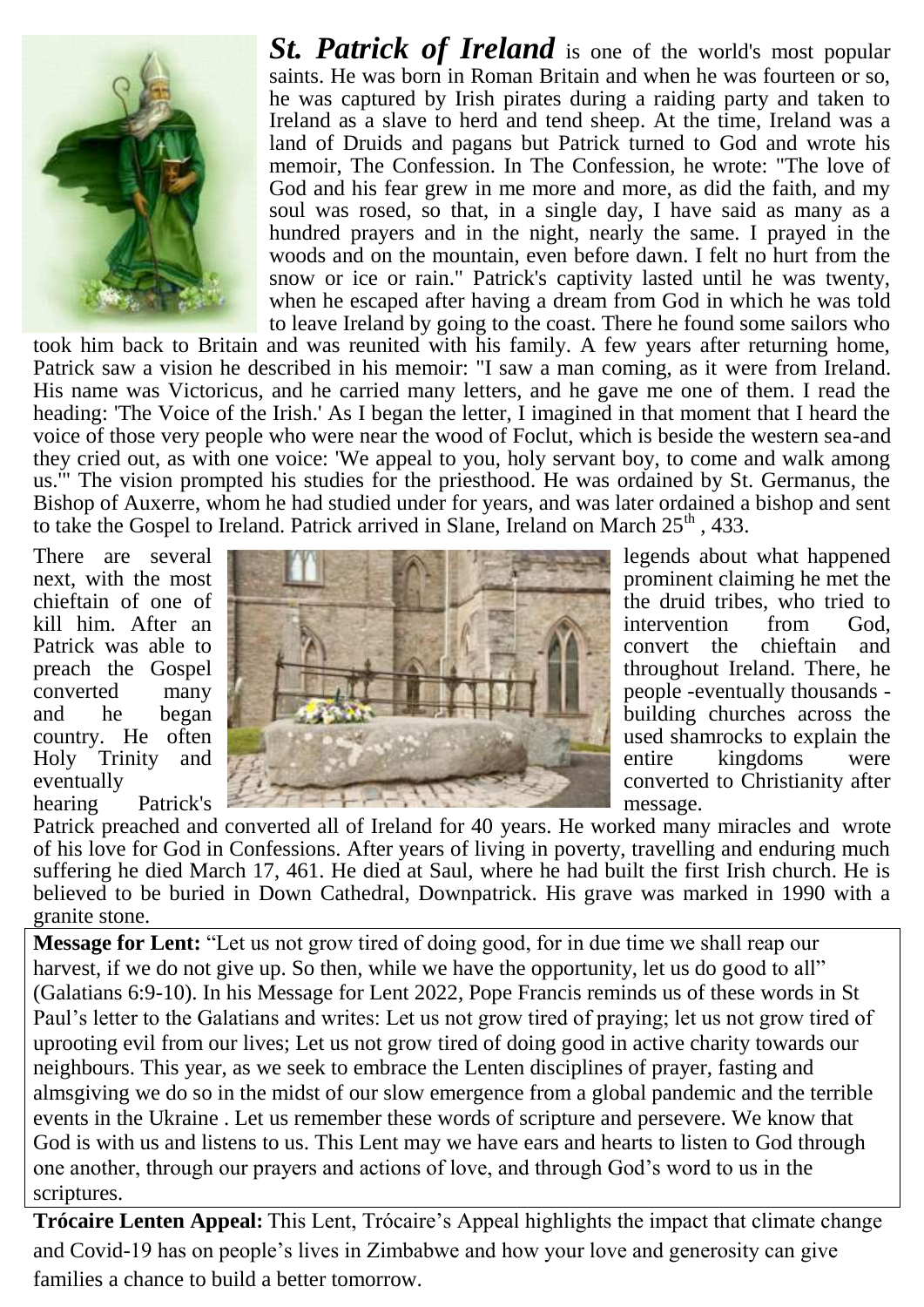***St. Patrick of Ireland*** is one of the world's most popular saints. He was born in Roman Britain and when he was fourteen or so, he was captured by Irish pirates during a raiding party and taken to Ireland as a slave to herd and tend sheep. At the time, Ireland was a land of Druids and pagans but Patrick turned to God and wrote his memoir, The Confession. In The Confession, he wrote: "The love of God and his fear grew in me more and more, as did the faith, and my soul was rosed, so that, in a single day, I have said as many as a hundred prayers and in the night, nearly the same. I prayed in the woods and on the mountain, even before dawn. I felt no hurt from the snow or ice or rain." Patrick's captivity lasted until he was twenty, when he escaped after having a dream from God in which he was told to leave Ireland by going to the coast. There he found some sailors who took him back to Britain and was reunited with his family. A few years after returning home, Patrick saw a vision he described in his memoir: "I saw a man coming, as it were from Ireland. His name was Victoricus, and he carried many letters, and he gave me one of them. I read the heading: 'The Voice of the Irish.' As I began the letter, I imagined in that moment that I heard the voice of those very people who were near the wood of Foclut, which is beside the western sea-and they cried out, as with one voice: 'We appeal to you, holy servant boy, to come and walk among us.'" The vision prompted his studies for the priesthood. He was ordained by St. Germanus, the Bishop of Auxerre, whom he had studied under for years, and was later ordained a bishop and sent to take the Gospel to Ireland. Patrick arrived in Slane, Ireland on March 25th , 433.

There are several legends about what happened next, with the most prominent claiming he met the chieftain of one of the druid tribes, who tried to kill him. After an intervention from God, Patrick was able to convert the chieftain and preach the Gospel throughout Ireland. There, he converted many people -eventually thousands - and he began building churches across the country. He often used shamrocks to explain the Holy Trinity and entire kingdoms were eventually converted to Christianity after hearing Patrick's message.

Patrick preached and converted all of Ireland for 40 years. He worked many miracles and wrote of his love for God in Confessions. After years of living in poverty, travelling and enduring much suffering he died March 17, 461. He died at Saul, where he had built the first Irish church. He is believed to be buried in Down Cathedral, Downpatrick. His grave was marked in 1990 with a granite stone.

**Message for Lent:** "Let us not grow tired of doing good, for in due time we shall reap our harvest, if we do not give up. So then, while we have the opportunity, let us do good to all" (Galatians 6:9-10). In his Message for Lent 2022, Pope Francis reminds us of these words in St Paul's letter to the Galatians and writes: Let us not grow tired of praying; let us not grow tired of uprooting evil from our lives; Let us not grow tired of doing good in active charity towards our neighbours. This year, as we seek to embrace the Lenten disciplines of prayer, fasting and almsgiving we do so in the midst of our slow emergence from a global pandemic and the terrible events in the Ukraine . Let us remember these words of scripture and persevere. We know that God is with us and listens to us. This Lent may we have ears and hearts to listen to God through one another, through our prayers and actions of love, and through God's word to us in the scriptures.

**Trócaire Lenten Appeal:** This Lent, Trócaire's Appeal highlights the impact that climate change and Covid-19 has on people's lives in Zimbabwe and how your love and generosity can give families a chance to build a better tomorrow.